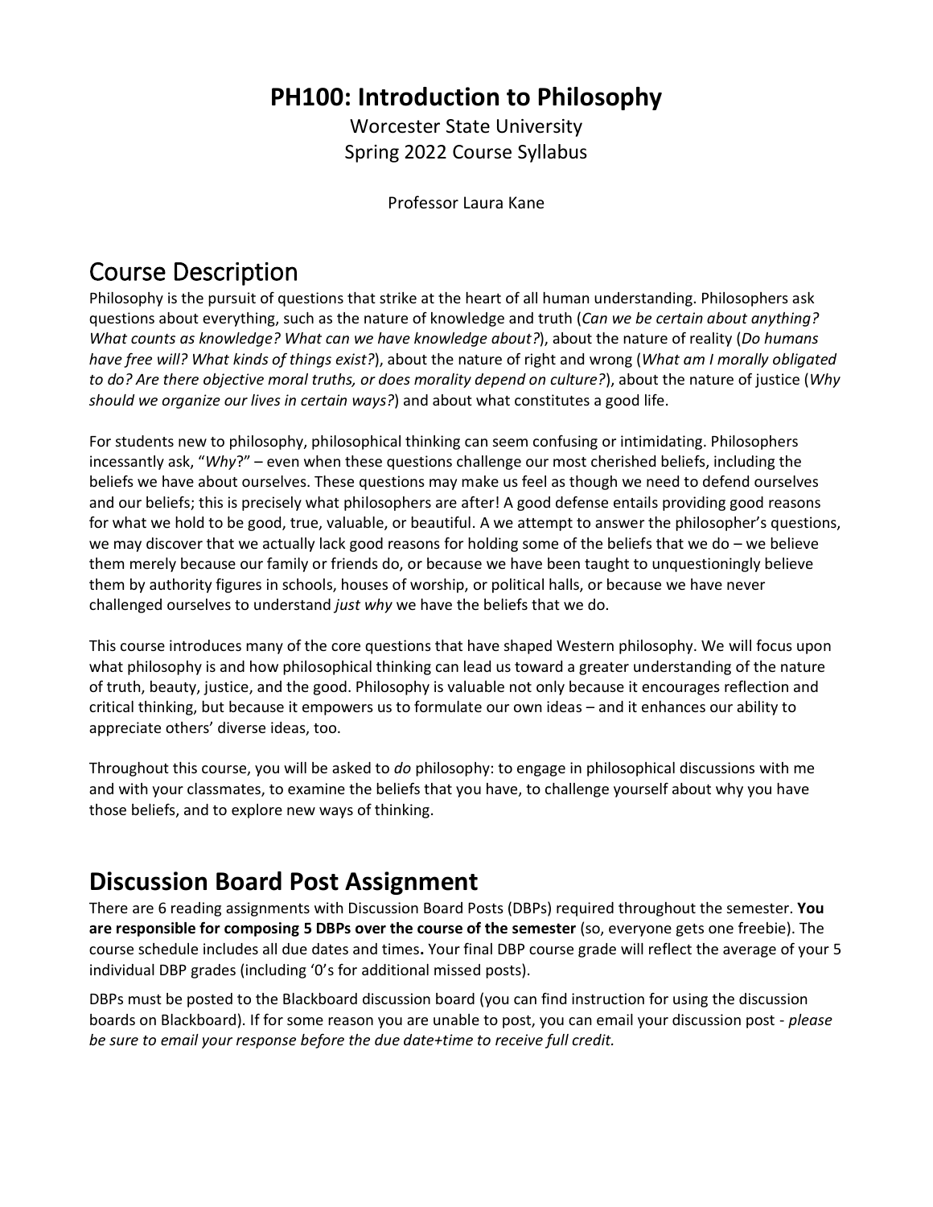# PH100: Introduction to Philosophy

Worcester State University
Spring 2022 Course Syllabus

Professor Laura Kane

## Course Description

Philosophy is the pursuit of questions that strike at the heart of all human understanding. Philosophers ask questions about everything, such as the nature of knowledge and truth (*Can we be certain about anything? What counts as knowledge? What can we have knowledge about?*), about the nature of reality (*Do humans have free will? What kinds of things exist?*), about the nature of right and wrong (*What am I morally obligated to do? Are there objective moral truths, or does morality depend on culture?*), about the nature of justice (*Why should we organize our lives in certain ways?*) and about what constitutes a good life.

For students new to philosophy, philosophical thinking can seem confusing or intimidating. Philosophers incessantly ask, "*Why*?" – even when these questions challenge our most cherished beliefs, including the beliefs we have about ourselves. These questions may make us feel as though we need to defend ourselves and our beliefs; this is precisely what philosophers are after! A good defense entails providing good reasons for what we hold to be good, true, valuable, or beautiful. A we attempt to answer the philosopher's questions, we may discover that we actually lack good reasons for holding some of the beliefs that we do – we believe them merely because our family or friends do, or because we have been taught to unquestioningly believe them by authority figures in schools, houses of worship, or political halls, or because we have never challenged ourselves to understand *just why* we have the beliefs that we do.

This course introduces many of the core questions that have shaped Western philosophy. We will focus upon what philosophy is and how philosophical thinking can lead us toward a greater understanding of the nature of truth, beauty, justice, and the good. Philosophy is valuable not only because it encourages reflection and critical thinking, but because it empowers us to formulate our own ideas – and it enhances our ability to appreciate others' diverse ideas, too.

Throughout this course, you will be asked to *do* philosophy: to engage in philosophical discussions with me and with your classmates, to examine the beliefs that you have, to challenge yourself about why you have those beliefs, and to explore new ways of thinking.

## Discussion Board Post Assignment

There are 6 reading assignments with Discussion Board Posts (DBPs) required throughout the semester. **You are responsible for composing 5 DBPs over the course of the semester** (so, everyone gets one freebie). The course schedule includes all due dates and times**.** Your final DBP course grade will reflect the average of your 5 individual DBP grades (including '0's for additional missed posts).

DBPs must be posted to the Blackboard discussion board (you can find instruction for using the discussion boards on Blackboard). If for some reason you are unable to post, you can email your discussion post - *please be sure to email your response before the due date+time to receive full credit.*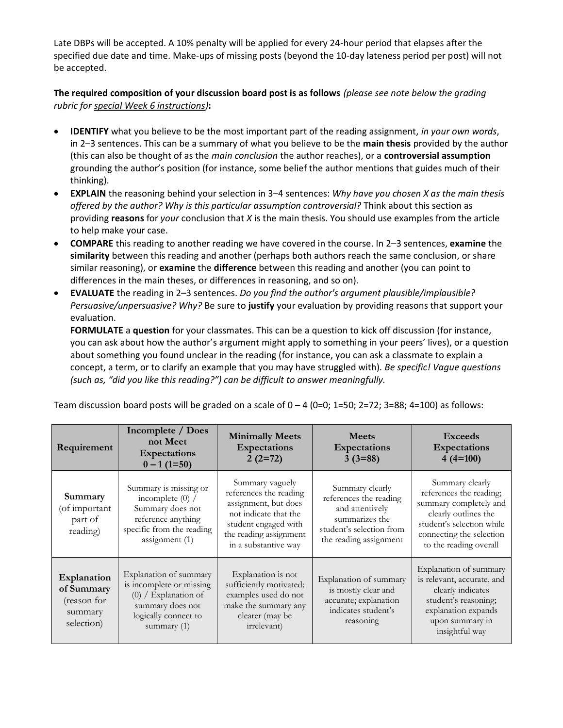Late DBPs will be accepted. A 10% penalty will be applied for every 24-hour period that elapses after the specified due date and time. Make-ups of missing posts (beyond the 10-day lateness period per post) will not be accepted.

**The required composition of your discussion board post is as follows** *(please see note below the grading rubric for special Week 6 instructions)***:**

- **IDENTIFY** what you believe to be the most important part of the reading assignment, *in your own words*, in 2–3 sentences. This can be a summary of what you believe to be the **main thesis** provided by the author (this can also be thought of as the *main conclusion* the author reaches), or a **controversial assumption** grounding the author's position (for instance, some belief the author mentions that guides much of their thinking).
- **EXPLAIN** the reasoning behind your selection in 3–4 sentences: *Why have you chosen X as the main thesis offered by the author? Why is this particular assumption controversial?* Think about this section as providing **reasons** for *your* conclusion that *X* is the main thesis. You should use examples from the article to help make your case.
- **COMPARE** this reading to another reading we have covered in the course. In 2–3 sentences, **examine** the **similarity** between this reading and another (perhaps both authors reach the same conclusion, or share similar reasoning), or **examine** the **difference** between this reading and another (you can point to differences in the main theses, or differences in reasoning, and so on).
- **EVALUATE** the reading in 2–3 sentences. *Do you find the author's argument plausible/implausible? Persuasive/unpersuasive? Why?* Be sure to **justify** your evaluation by providing reasons that support your evaluation.

  **FORMULATE** a **question** for your classmates. This can be a question to kick off discussion (for instance, you can ask about how the author's argument might apply to something in your peers' lives), or a question about something you found unclear in the reading (for instance, you can ask a classmate to explain a concept, a term, or to clarify an example that you may have struggled with). *Be specific! Vague questions (such as, "did you like this reading?") can be difficult to answer meaningfully.*

Team discussion board posts will be graded on a scale of 0 – 4 (0=0; 1=50; 2=72; 3=88; 4=100) as follows:

| Requirement | Incomplete / Does not Meet Expectations 0 – 1 (1=50) | Minimally Meets Expectations 2 (2=72) | Meets Expectations 3 (3=88) | Exceeds Expectations 4 (4=100) |
|---|---|---|---|---|
| **Summary** (of important part of reading) | Summary is missing or incomplete (0) / Summary does not reference anything specific from the reading assignment (1) | Summary vaguely references the reading assignment, but does not indicate that the student engaged with the reading assignment in a substantive way | Summary clearly references the reading and attentively summarizes the student's selection from the reading assignment | Summary clearly references the reading; summary completely and clearly outlines the student's selection while connecting the selection to the reading overall |
| **Explanation of Summary** (reason for summary selection) | Explanation of summary is incomplete or missing (0) / Explanation of summary does not logically connect to summary (1) | Explanation is not sufficiently motivated; examples used do not make the summary any clearer (may be irrelevant) | Explanation of summary is mostly clear and accurate; explanation indicates student's reasoning | Explanation of summary is relevant, accurate, and clearly indicates student's reasoning; explanation expands upon summary in insightful way |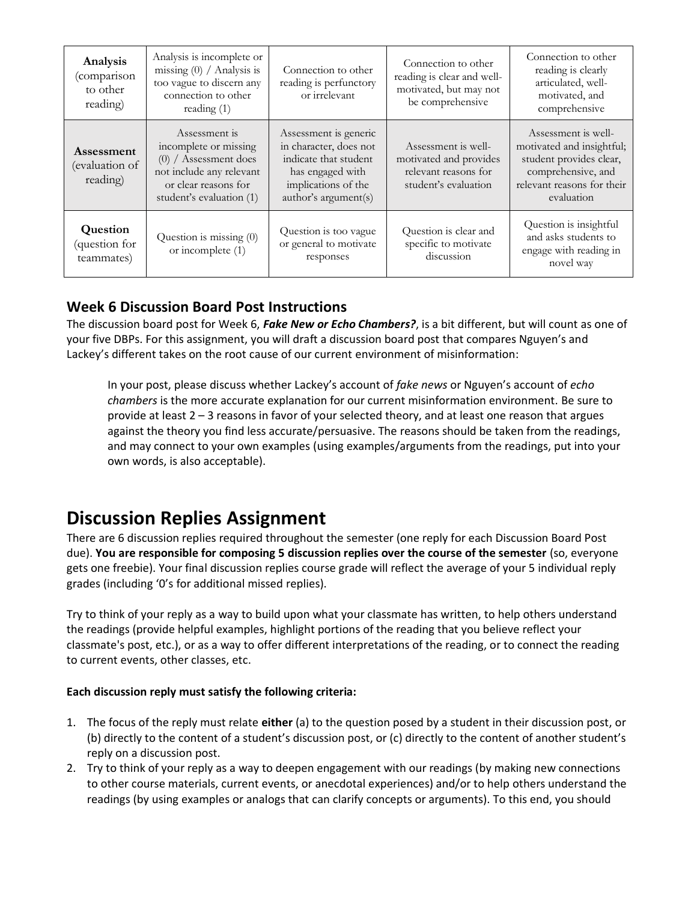| **Analysis** (comparison to other reading) | Analysis is incomplete or missing (0) / Analysis is too vague to discern any connection to other reading (1) | Connection to other reading is perfunctory or irrelevant | Connection to other reading is clear and well-motivated, but may not be comprehensive | Connection to other reading is clearly articulated, well-motivated, and comprehensive |
|---|---|---|---|---|
| **Assessment** (evaluation of reading) | Assessment is incomplete or missing (0) / Assessment does not include any relevant or clear reasons for student's evaluation (1) | Assessment is generic in character, does not indicate that student has engaged with implications of the author's argument(s) | Assessment is well-motivated and provides relevant reasons for student's evaluation | Assessment is well-motivated and insightful; student provides clear, comprehensive, and relevant reasons for their evaluation |
| **Question** (question for teammates) | Question is missing (0) or incomplete (1) | Question is too vague or general to motivate responses | Question is clear and specific to motivate discussion | Question is insightful and asks students to engage with reading in novel way |

### Week 6 Discussion Board Post Instructions

The discussion board post for Week 6, ***Fake New or Echo Chambers?***, is a bit different, but will count as one of your five DBPs. For this assignment, you will draft a discussion board post that compares Nguyen's and Lackey's different takes on the root cause of our current environment of misinformation:

> In your post, please discuss whether Lackey's account of *fake news* or Nguyen's account of *echo chambers* is the more accurate explanation for our current misinformation environment. Be sure to provide at least 2 – 3 reasons in favor of your selected theory, and at least one reason that argues against the theory you find less accurate/persuasive. The reasons should be taken from the readings, and may connect to your own examples (using examples/arguments from the readings, put into your own words, is also acceptable).

# Discussion Replies Assignment

There are 6 discussion replies required throughout the semester (one reply for each Discussion Board Post due). **You are responsible for composing 5 discussion replies over the course of the semester** (so, everyone gets one freebie). Your final discussion replies course grade will reflect the average of your 5 individual reply grades (including '0's for additional missed replies).

Try to think of your reply as a way to build upon what your classmate has written, to help others understand the readings (provide helpful examples, highlight portions of the reading that you believe reflect your classmate's post, etc.), or as a way to offer different interpretations of the reading, or to connect the reading to current events, other classes, etc.

**Each discussion reply must satisfy the following criteria:**

1. The focus of the reply must relate **either** (a) to the question posed by a student in their discussion post, or (b) directly to the content of a student's discussion post, or (c) directly to the content of another student's reply on a discussion post.
2. Try to think of your reply as a way to deepen engagement with our readings (by making new connections to other course materials, current events, or anecdotal experiences) and/or to help others understand the readings (by using examples or analogs that can clarify concepts or arguments). To this end, you should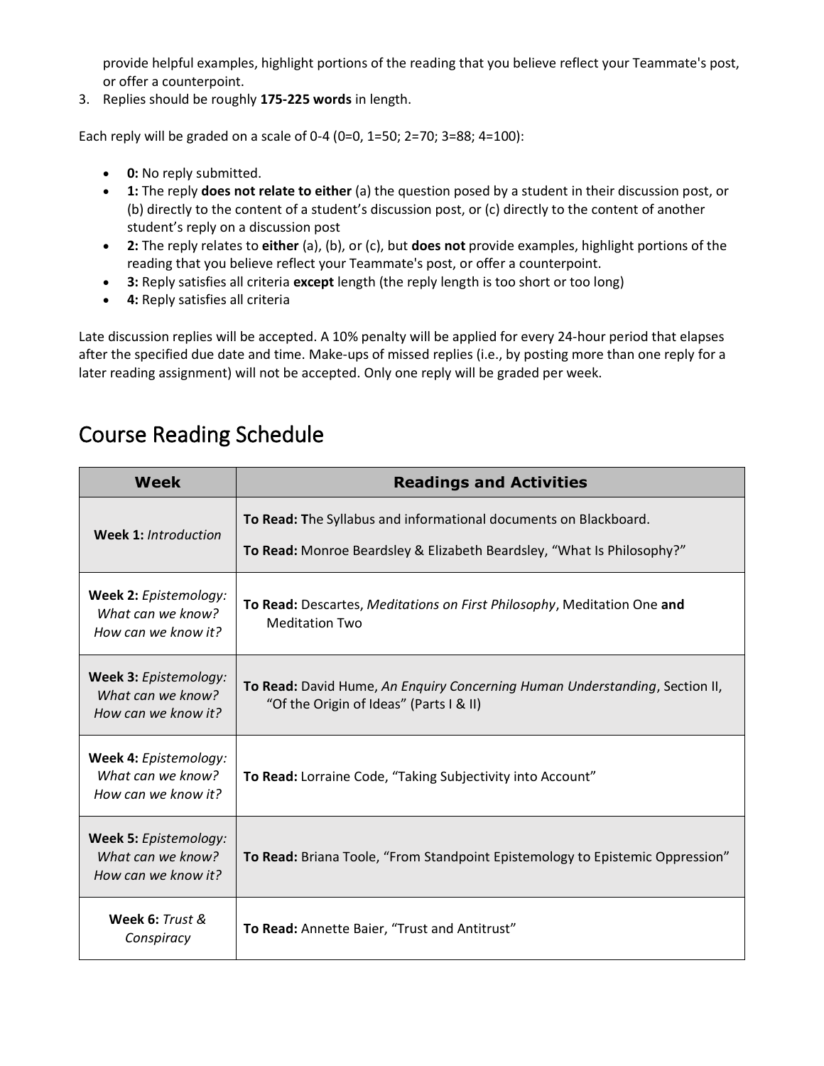provide helpful examples, highlight portions of the reading that you believe reflect your Teammate's post, or offer a counterpoint.

3. Replies should be roughly **175-225 words** in length.

Each reply will be graded on a scale of 0-4 (0=0, 1=50; 2=70; 3=88; 4=100):

- **0:** No reply submitted.
- **1:** The reply **does not relate to either** (a) the question posed by a student in their discussion post, or (b) directly to the content of a student's discussion post, or (c) directly to the content of another student's reply on a discussion post
- **2:** The reply relates to **either** (a), (b), or (c), but **does not** provide examples, highlight portions of the reading that you believe reflect your Teammate's post, or offer a counterpoint.
- **3:** Reply satisfies all criteria **except** length (the reply length is too short or too long)
- **4:** Reply satisfies all criteria

Late discussion replies will be accepted. A 10% penalty will be applied for every 24-hour period that elapses after the specified due date and time. Make-ups of missed replies (i.e., by posting more than one reply for a later reading assignment) will not be accepted. Only one reply will be graded per week.

# Course Reading Schedule

| Week | Readings and Activities |
| --- | --- |
| **Week 1:** *Introduction* | **To Read: T**he Syllabus and informational documents on Blackboard.<br>**To Read:** Monroe Beardsley & Elizabeth Beardsley, "What Is Philosophy?" |
| **Week 2:** *Epistemology: What can we know? How can we know it?* | **To Read:** Descartes, *Meditations on First Philosophy*, Meditation One **and** Meditation Two |
| **Week 3:** *Epistemology: What can we know? How can we know it?* | **To Read:** David Hume, *An Enquiry Concerning Human Understanding*, Section II, "Of the Origin of Ideas" (Parts I & II) |
| **Week 4:** *Epistemology: What can we know? How can we know it?* | **To Read:** Lorraine Code, "Taking Subjectivity into Account" |
| **Week 5:** *Epistemology: What can we know? How can we know it?* | **To Read:** Briana Toole, "From Standpoint Epistemology to Epistemic Oppression" |
| **Week 6:** *Trust & Conspiracy* | **To Read:** Annette Baier, "Trust and Antitrust" |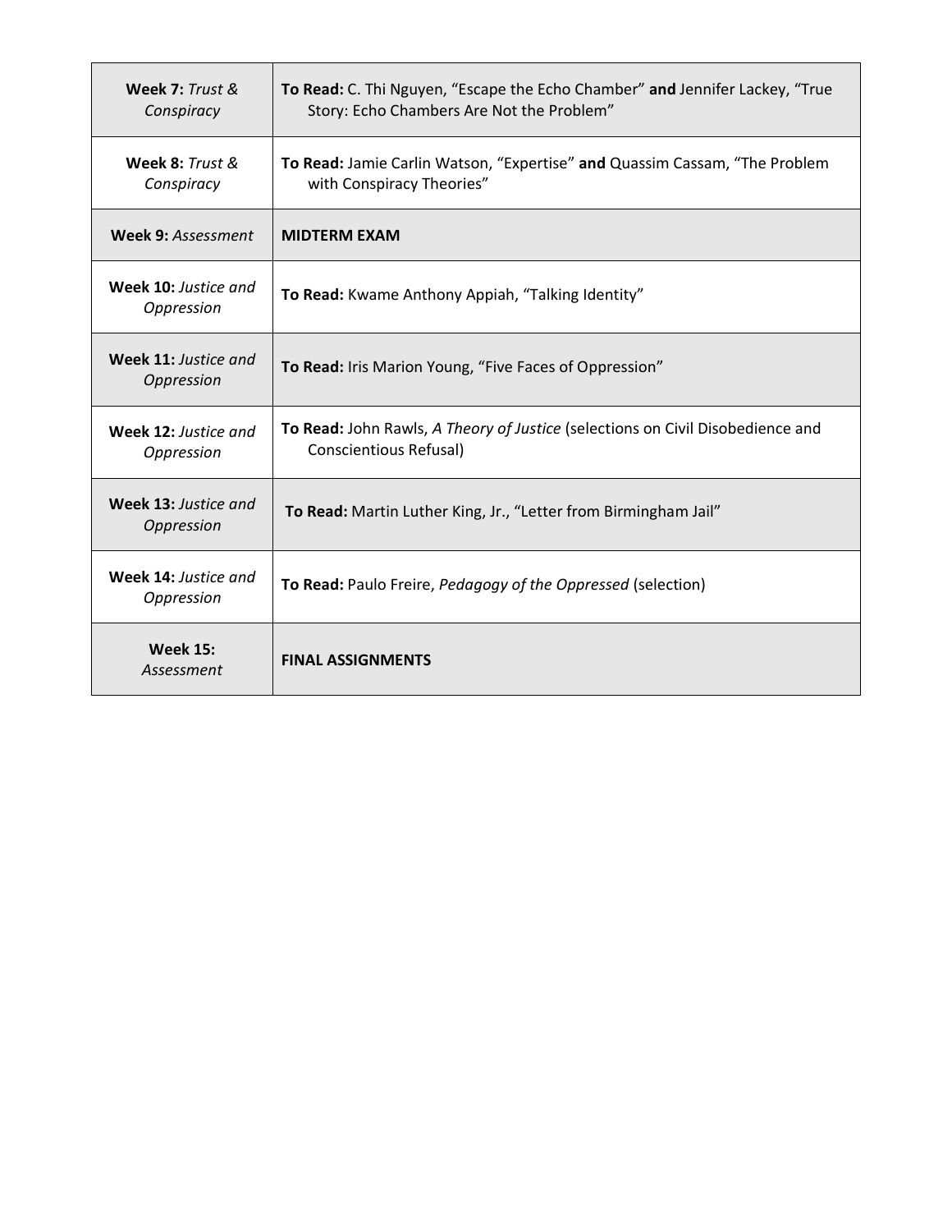| | |
|---|---|
| **Week 7:** *Trust & Conspiracy* | **To Read:** C. Thi Nguyen, "Escape the Echo Chamber" **and** Jennifer Lackey, "True Story: Echo Chambers Are Not the Problem" |
| **Week 8:** *Trust & Conspiracy* | **To Read:** Jamie Carlin Watson, "Expertise" **and** Quassim Cassam, "The Problem with Conspiracy Theories" |
| **Week 9:** *Assessment* | **MIDTERM EXAM** |
| **Week 10:** *Justice and Oppression* | **To Read:** Kwame Anthony Appiah, "Talking Identity" |
| **Week 11:** *Justice and Oppression* | **To Read:** Iris Marion Young, "Five Faces of Oppression" |
| **Week 12:** *Justice and Oppression* | **To Read:** John Rawls, *A Theory of Justice* (selections on Civil Disobedience and Conscientious Refusal) |
| **Week 13:** *Justice and Oppression* | **To Read:** Martin Luther King, Jr., "Letter from Birmingham Jail" |
| **Week 14:** *Justice and Oppression* | **To Read:** Paulo Freire, *Pedagogy of the Oppressed* (selection) |
| **Week 15:** *Assessment* | **FINAL ASSIGNMENTS** |